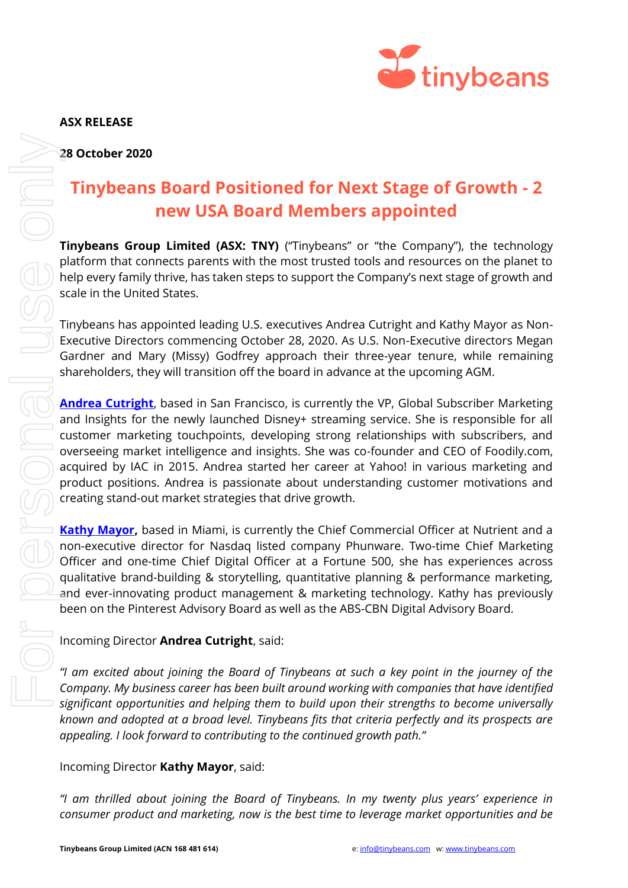**ASX RELEASE**

**28 October 2020**

# Tinybeans Board Positioned for Next Stage of Growth - 2 new USA Board Members appointed

**Tinybeans Group Limited (ASX: TNY)** ("Tinybeans" or "the Company"), the technology platform that connects parents with the most trusted tools and resources on the planet to help every family thrive, has taken steps to support the Company's next stage of growth and scale in the United States.

Tinybeans has appointed leading U.S. executives Andrea Cutright and Kathy Mayor as Non-Executive Directors commencing October 28, 2020. As U.S. Non-Executive directors Megan Gardner and Mary (Missy) Godfrey approach their three-year tenure, while remaining shareholders, they will transition off the board in advance at the upcoming AGM.

**Andrea Cutright**, based in San Francisco, is currently the VP, Global Subscriber Marketing and Insights for the newly launched Disney+ streaming service. She is responsible for all customer marketing touchpoints, developing strong relationships with subscribers, and overseeing market intelligence and insights. She was co-founder and CEO of Foodily.com, acquired by IAC in 2015. Andrea started her career at Yahoo! in various marketing and product positions. Andrea is passionate about understanding customer motivations and creating stand-out market strategies that drive growth.

**Kathy Mayor,** based in Miami, is currently the Chief Commercial Officer at Nutrient and a non-executive director for Nasdaq listed company Phunware. Two-time Chief Marketing Officer and one-time Chief Digital Officer at a Fortune 500, she has experiences across qualitative brand-building & storytelling, quantitative planning & performance marketing, and ever-innovating product management & marketing technology. Kathy has previously been on the Pinterest Advisory Board as well as the ABS-CBN Digital Advisory Board.

Incoming Director **Andrea Cutright**, said:

*"I am excited about joining the Board of Tinybeans at such a key point in the journey of the Company. My business career has been built around working with companies that have identified significant opportunities and helping them to build upon their strengths to become universally known and adopted at a broad level. Tinybeans fits that criteria perfectly and its prospects are appealing. I look forward to contributing to the continued growth path."*

Incoming Director **Kathy Mayor**, said:

*"I am thrilled about joining the Board of Tinybeans. In my twenty plus years' experience in consumer product and marketing, now is the best time to leverage market opportunities and be*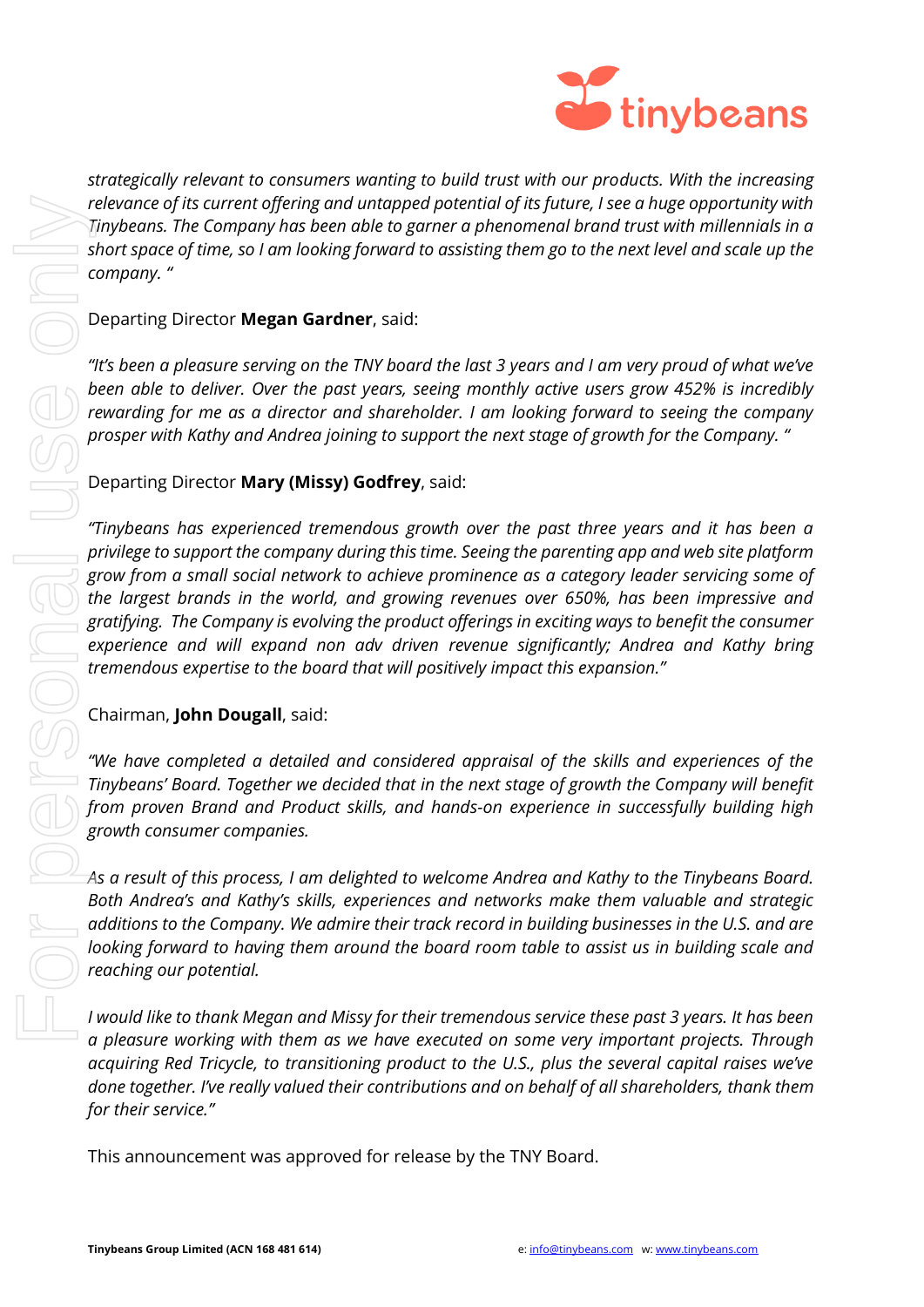*strategically relevant to consumers wanting to build trust with our products. With the increasing relevance of its current offering and untapped potential of its future, I see a huge opportunity with Tinybeans. The Company has been able to garner a phenomenal brand trust with millennials in a short space of time, so I am looking forward to assisting them go to the next level and scale up the company. "*

Departing Director **Megan Gardner**, said:

*"It's been a pleasure serving on the TNY board the last 3 years and I am very proud of what we've been able to deliver. Over the past years, seeing monthly active users grow 452% is incredibly rewarding for me as a director and shareholder. I am looking forward to seeing the company prosper with Kathy and Andrea joining to support the next stage of growth for the Company. "*

Departing Director **Mary (Missy) Godfrey**, said:

*"Tinybeans has experienced tremendous growth over the past three years and it has been a privilege to support the company during this time. Seeing the parenting app and web site platform grow from a small social network to achieve prominence as a category leader servicing some of the largest brands in the world, and growing revenues over 650%, has been impressive and gratifying. The Company is evolving the product offerings in exciting ways to benefit the consumer experience and will expand non adv driven revenue significantly; Andrea and Kathy bring tremendous expertise to the board that will positively impact this expansion."*

Chairman, **John Dougall**, said:

*"We have completed a detailed and considered appraisal of the skills and experiences of the Tinybeans' Board. Together we decided that in the next stage of growth the Company will benefit from proven Brand and Product skills, and hands-on experience in successfully building high growth consumer companies.*

*As a result of this process, I am delighted to welcome Andrea and Kathy to the Tinybeans Board. Both Andrea's and Kathy's skills, experiences and networks make them valuable and strategic additions to the Company. We admire their track record in building businesses in the U.S. and are looking forward to having them around the board room table to assist us in building scale and reaching our potential.*

*I would like to thank Megan and Missy for their tremendous service these past 3 years. It has been a pleasure working with them as we have executed on some very important projects. Through acquiring Red Tricycle, to transitioning product to the U.S., plus the several capital raises we've done together. I've really valued their contributions and on behalf of all shareholders, thank them for their service."*

This announcement was approved for release by the TNY Board.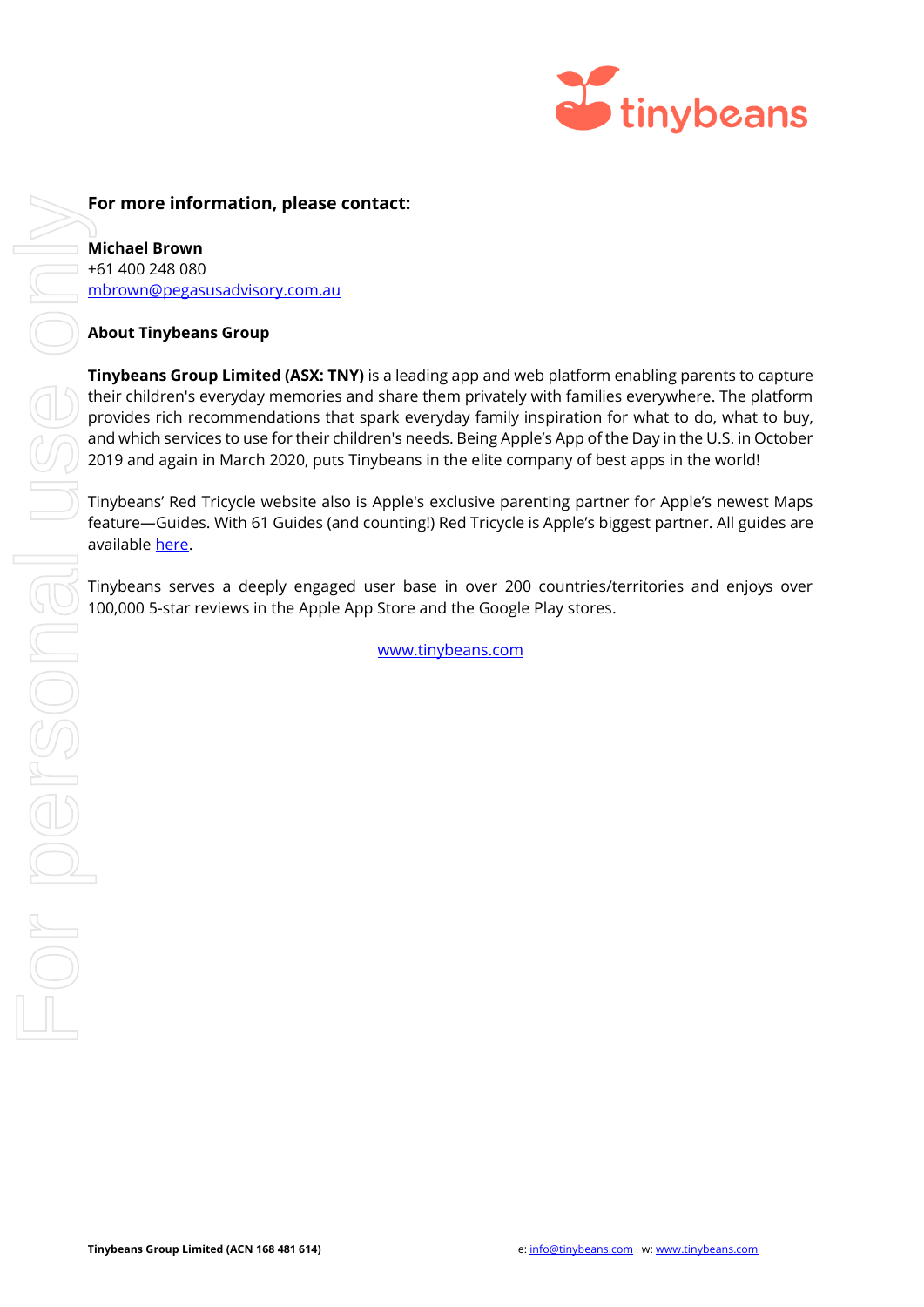**For more information, please contact:**

**Michael Brown**
+61 400 248 080
mbrown@pegasusadvisory.com.au

**About Tinybeans Group**

**Tinybeans Group Limited (ASX: TNY)** is a leading app and web platform enabling parents to capture their children's everyday memories and share them privately with families everywhere. The platform provides rich recommendations that spark everyday family inspiration for what to do, what to buy, and which services to use for their children's needs. Being Apple's App of the Day in the U.S. in October 2019 and again in March 2020, puts Tinybeans in the elite company of best apps in the world!

Tinybeans' Red Tricycle website also is Apple's exclusive parenting partner for Apple's newest Maps feature—Guides. With 61 Guides (and counting!) Red Tricycle is Apple's biggest partner. All guides are available here.

Tinybeans serves a deeply engaged user base in over 200 countries/territories and enjoys over 100,000 5-star reviews in the Apple App Store and the Google Play stores.

www.tinybeans.com